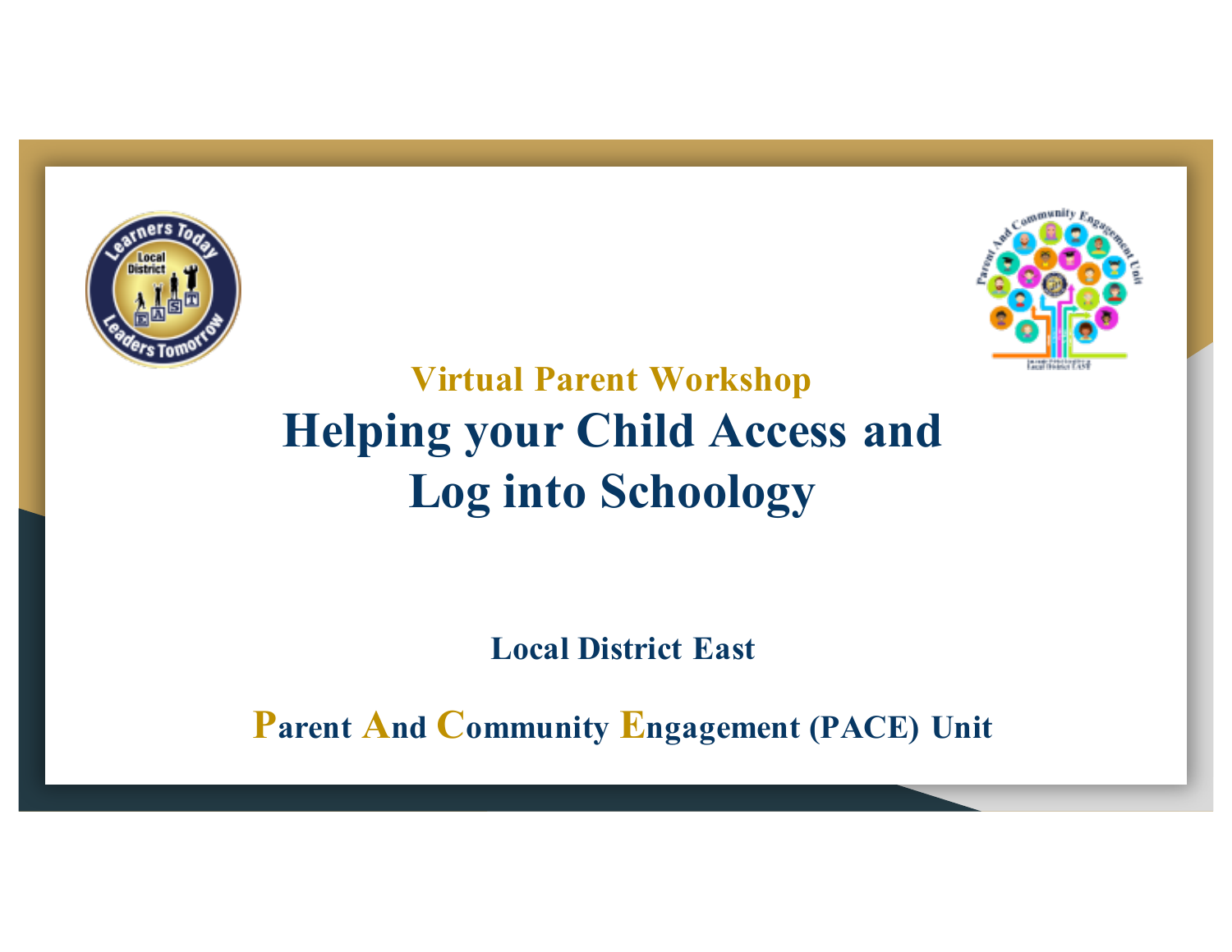Virtual Parent Workshop

# Helping your Child Access and Log into Schoology

**Local District East**

**Parent And Community Engagement (PACE) Unit**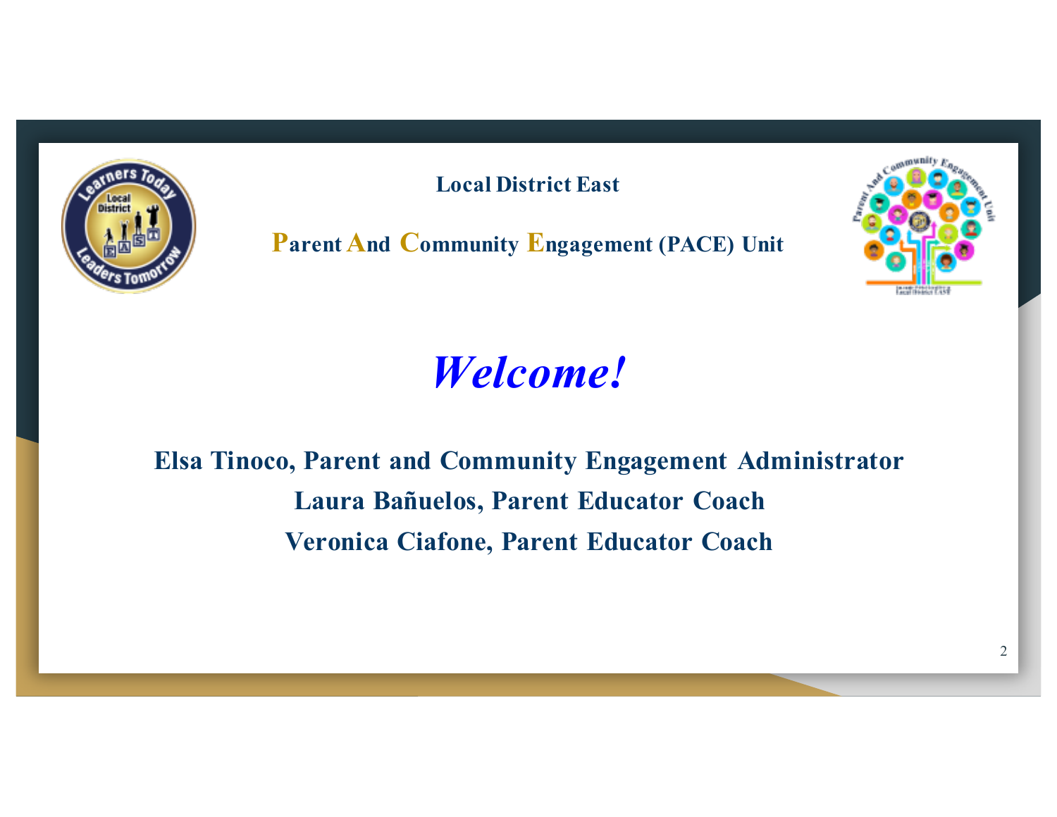**Local District East**

**Parent And Community Engagement (PACE) Unit**

# *Welcome!*

**Elsa Tinoco, Parent and Community Engagement Administrator**

**Laura Bañuelos, Parent Educator Coach**

**Veronica Ciafone, Parent Educator Coach**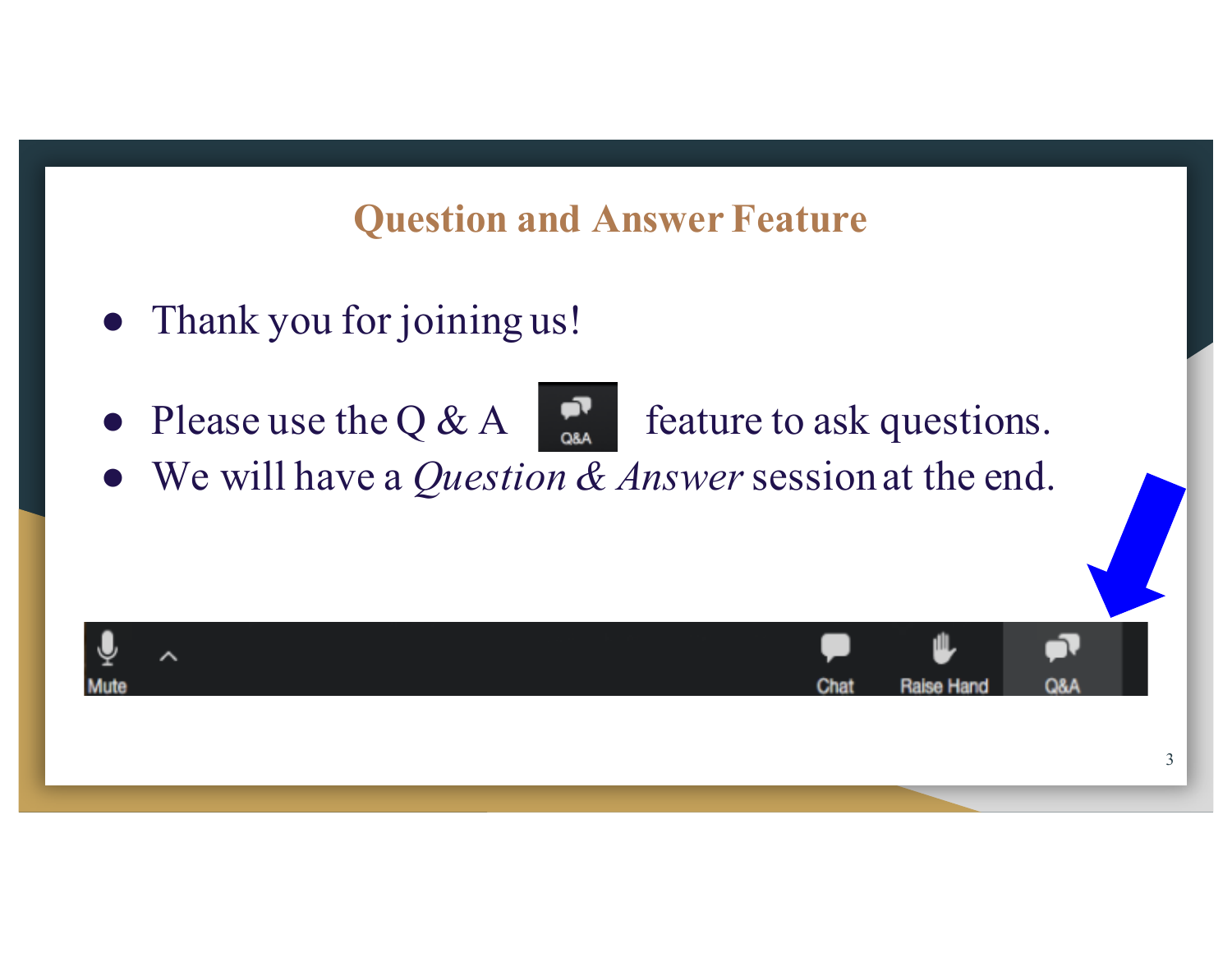## Question and Answer Feature

- Thank you for joining us!
- Please use the Q & A feature to ask questions.
- We will have a *Question & Answer* session at the end.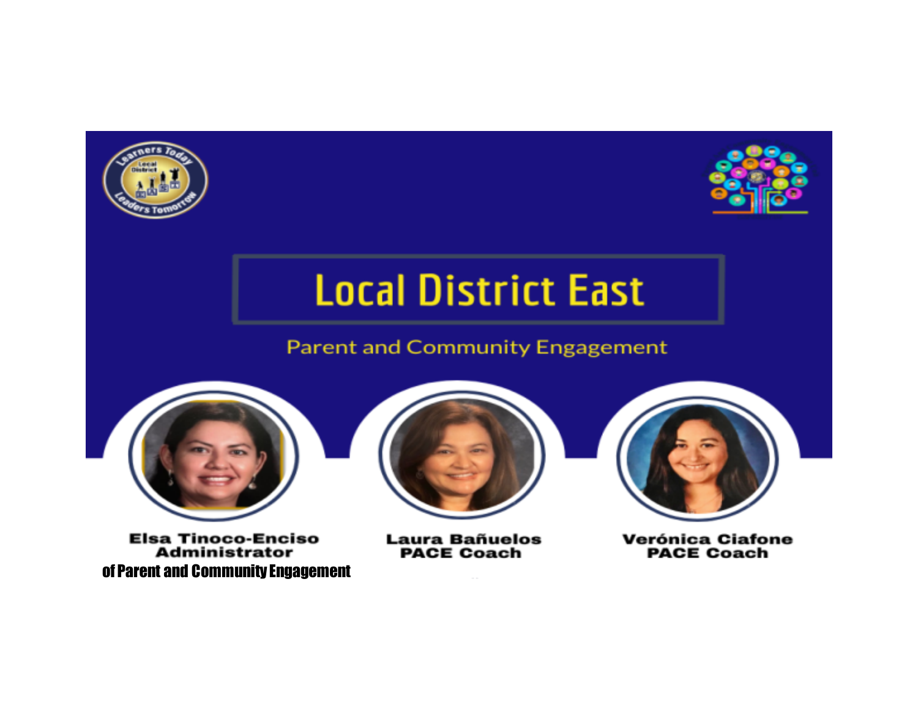# Local District East

## Parent and Community Engagement

**Elsa Tinoco-Enciso**
**Administrator**
**of Parent and Community Engagement**

**Laura Bañuelos**
**PACE Coach**

**Verónica Ciafone**
**PACE Coach**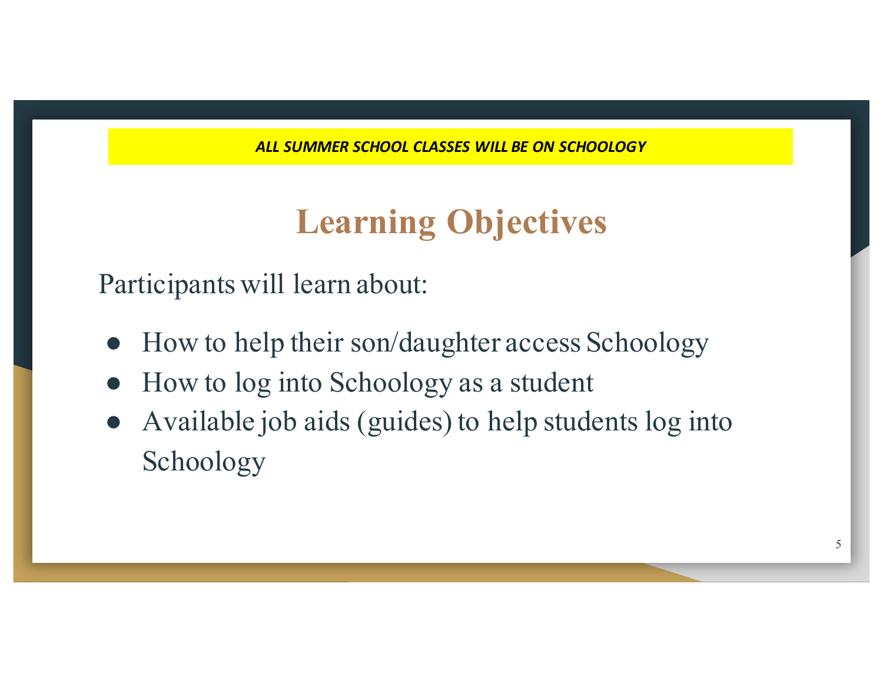***ALL SUMMER SCHOOL CLASSES WILL BE ON SCHOOLOGY***

# Learning Objectives

Participants will learn about:

- How to help their son/daughter access Schoology
- How to log into Schoology as a student
- Available job aids (guides) to help students log into Schoology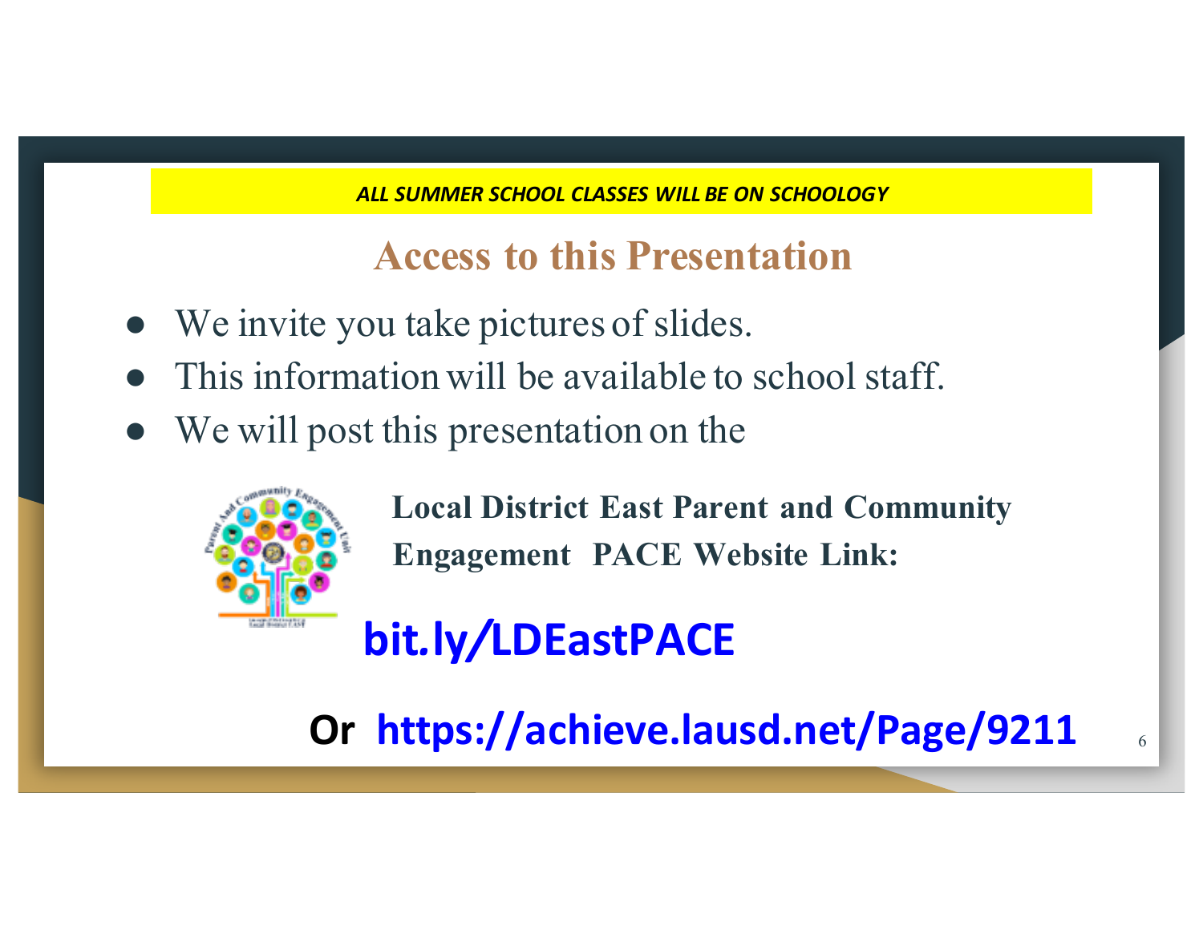***ALL SUMMER SCHOOL CLASSES WILL BE ON SCHOOLOGY***

## Access to this Presentation

- We invite you take pictures of slides.
- This information will be available to school staff.
- We will post this presentation on the

**Local District East Parent and Community Engagement PACE Website Link:**

**bit.ly/LDEastPACE**

**Or https://achieve.lausd.net/Page/9211**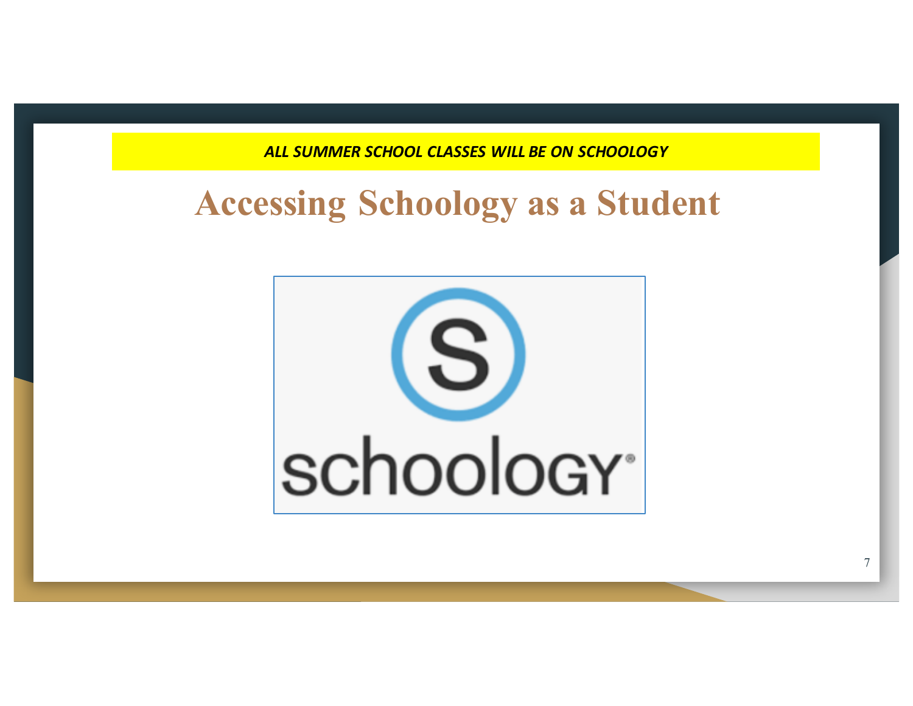***ALL SUMMER SCHOOL CLASSES WILL BE ON SCHOOLOGY***

# Accessing Schoology as a Student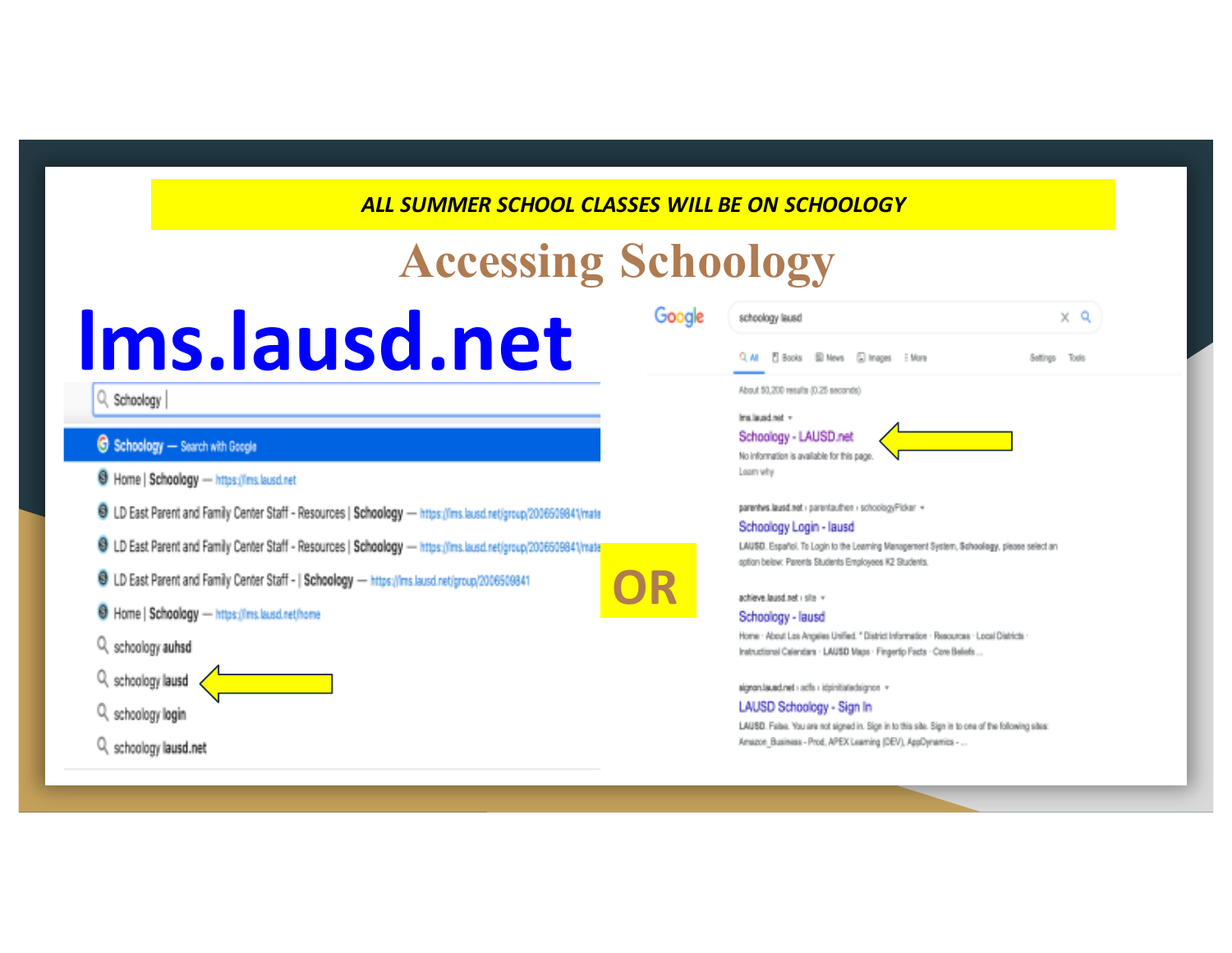***ALL SUMMER SCHOOL CLASSES WILL BE ON SCHOOLOGY***

# Accessing Schoology

## lms.lausd.net

Schoology |

Schoology — Search with Google

Home | Schoology — https://lms.lausd.net

LD East Parent and Family Center Staff - Resources | Schoology — https://lms.lausd.net/group/2006509841/mate

LD East Parent and Family Center Staff - Resources | Schoology — https://lms.lausd.net/group/2006509841/mate

LD East Parent and Family Center Staff - | Schoology — https://lms.lausd.net/group/2006509841

Home | Schoology — https://lms.lausd.net/home

schoology auhsd

schoology lausd

schoology login

schoology lausd.net

**OR**

Google

schoology lausd

All Books News Images More Settings Tools

About 50,200 results (0.25 seconds)

lms.lausd.net

Schoology - LAUSD.net

No information is available for this page.
Learn why

parents.lausd.net › parentauthen › schoologyPicker

Schoology Login - lausd

LAUSD. Español. To Login to the Learning Management System, Schoology, please select an option below: Parents Students Employees K2 Students.

achieve.lausd.net › site

Schoology - lausd

Home · About Los Angeles Unified · District Information · Resources · Local Districts · Instructional Calendars · LAUSD Maps · Fingertip Facts · Core Beliefs ...

signon.lausd.net › adfs › idpinitiatedsignon

LAUSD Schoology - Sign In

LAUSD. False. You are not signed in. Sign in to this site. Sign in to one of the following sites: Amazon_Business - Prod, APEX Learning (DEV), AppDynamics - ...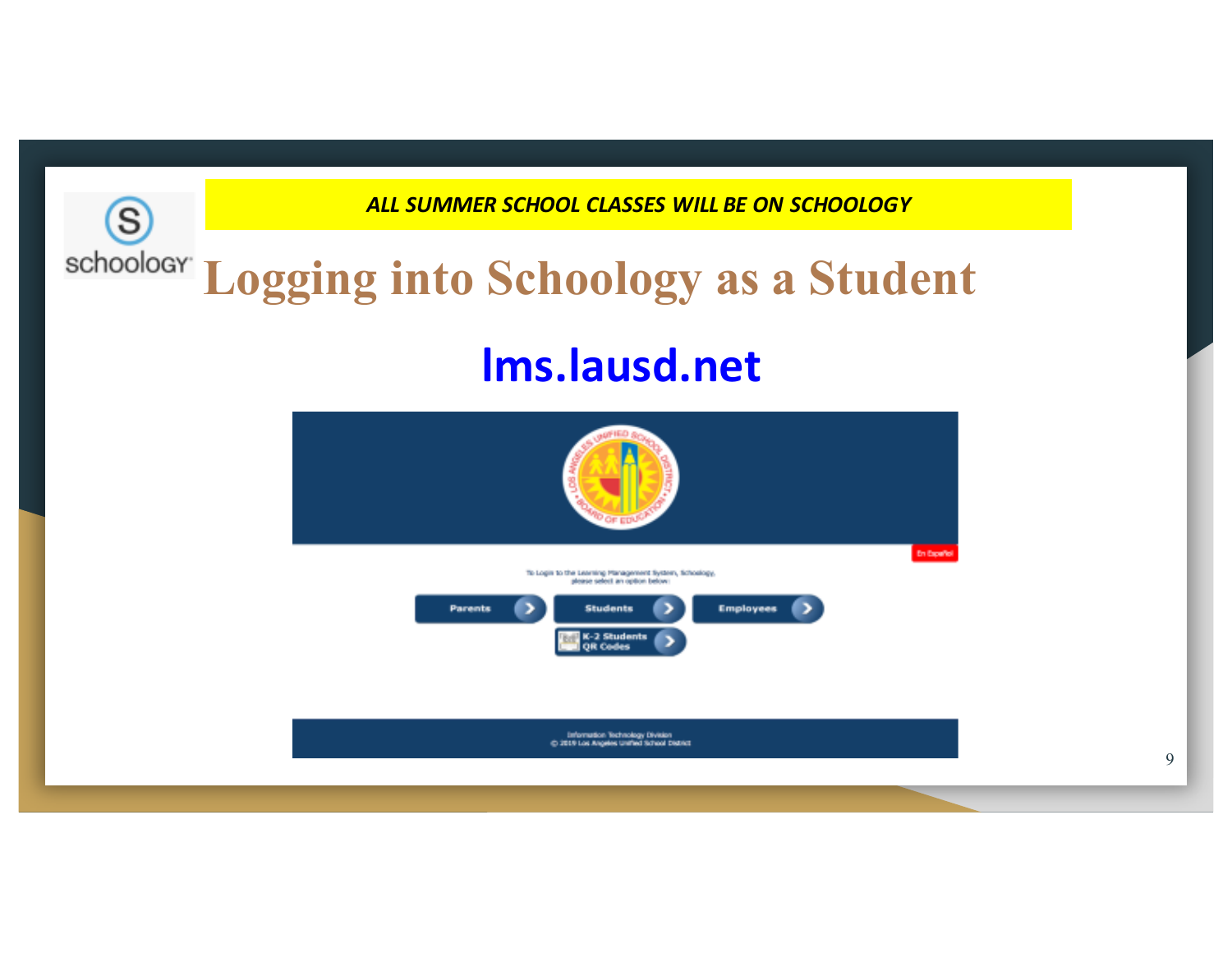***ALL SUMMER SCHOOL CLASSES WILL BE ON SCHOOLOGY***

# Logging into Schoology as a Student

## lms.lausd.net

En Español

To Login to the Learning Management System, Schoology, please select an option below:

Parents

Students

Employees

K-2 Students QR Codes

Information Technology Division
© 2019 Los Angeles Unified School District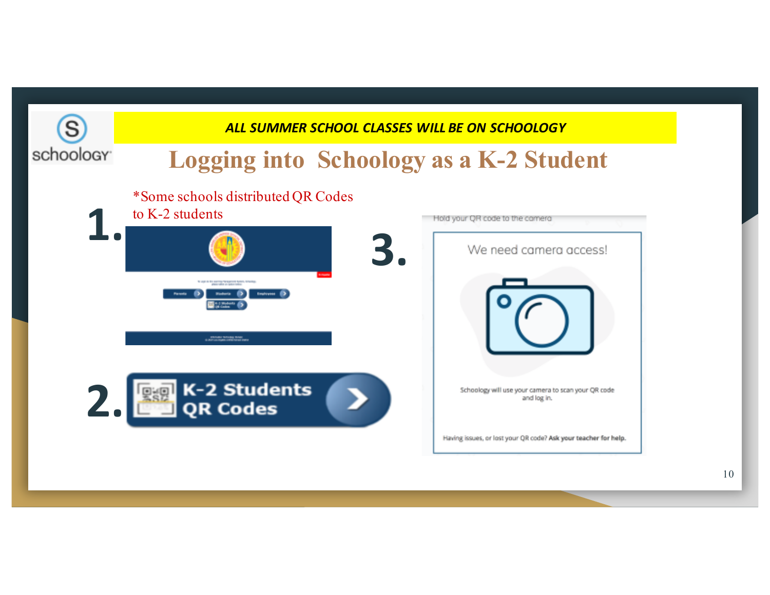*ALL SUMMER SCHOOL CLASSES WILL BE ON SCHOOLOGY*

# Logging into Schoology as a K-2 Student

*Some schools distributed QR Codes to K-2 students

1.

2. K-2 Students QR Codes

3. Hold your QR code to the camera

We need camera access!

Schoology will use your camera to scan your QR code and log in.

Having issues, or lost your QR code? **Ask your teacher for help.**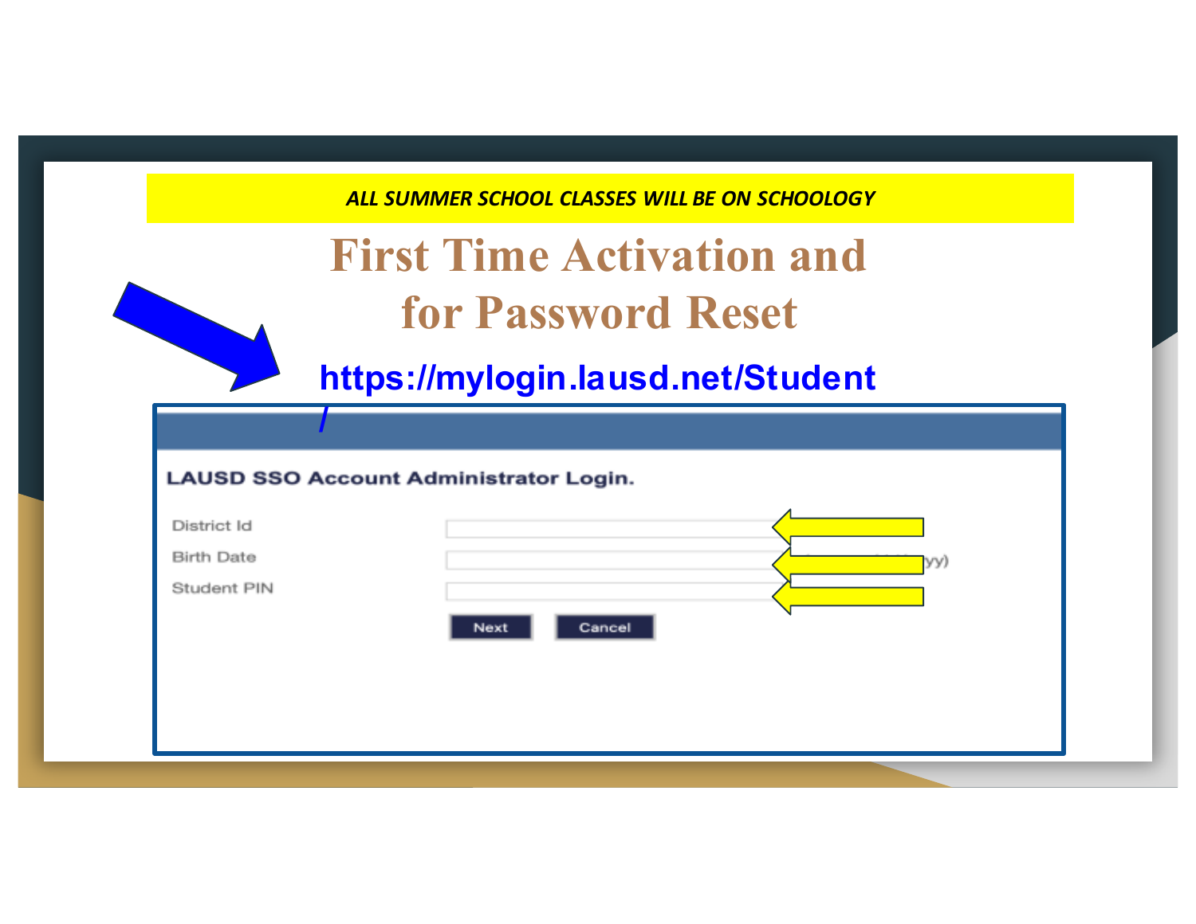***ALL SUMMER SCHOOL CLASSES WILL BE ON SCHOOLOGY***

# First Time Activation and for Password Reset

**https://mylogin.lausd.net/Student/**

**LAUSD SSO Account Administrator Login.**

District Id

Birth Date

Student PIN

Next Cancel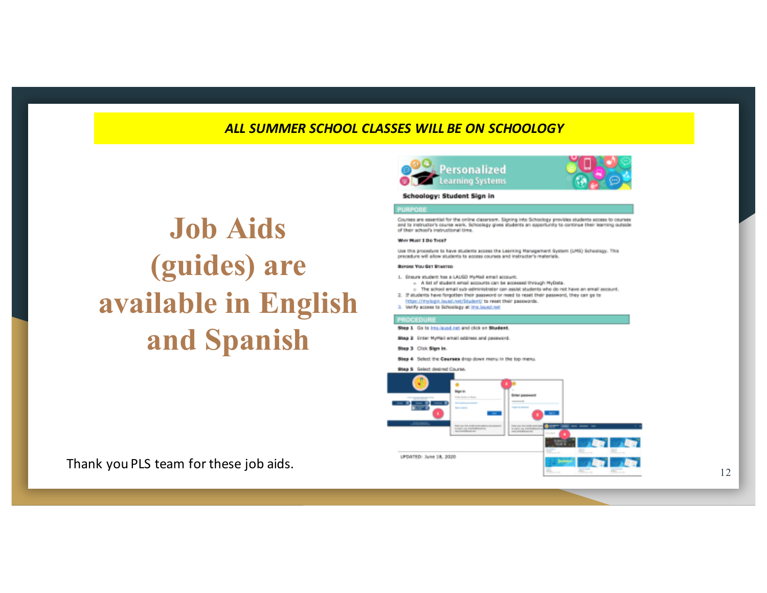***ALL SUMMER SCHOOL CLASSES WILL BE ON SCHOOLOGY***

# Job Aids (guides) are available in English and Spanish

**Personalized Learning Systems**

**Schoology: Student Sign in**

**PURPOSE**

Courses are essential for the online classroom. Signing into Schoology provides students access to courses and to instructor's course work. Schoology gives students an opportunity to continue their learning outside of their school's instructional time.

**WHY MUST I DO THIS?**

Use this procedure to have students access the Learning Management System (LMS) Schoology. This procedure will allow students to access courses and instructor's materials.

**BEFORE YOU GET STARTED**

1. Ensure student has a LAUSD MyMail email account.
   - A list of student email accounts can be accessed through MyData.
   - The school email sub-administrator can assist students who do not have an email account.
2. If students have forgotten their password or need to reset their password, they can go to https://mylogin.lausd.net/Student/ to reset their passwords.
3. Verify access to Schoology at lms.lausd.net

**PROCEDURE**

**Step 1** Go to lms.lausd.net and click on **Student**.

**Step 2** Enter MyMail email address and password.

**Step 3** Click **Sign in**.

**Step 4** Select the **Courses** drop down menu in the top menu.

**Step 5** Select desired Course.

UPDATED: June 18, 2020

Thank you PLS team for these job aids.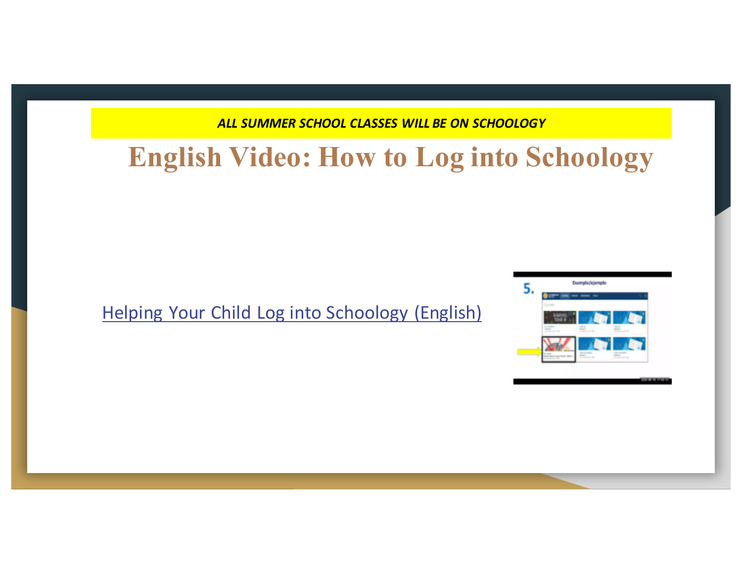***ALL SUMMER SCHOOL CLASSES WILL BE ON SCHOOLOGY***

# English Video: How to Log into Schoology

Helping Your Child Log into Schoology (English)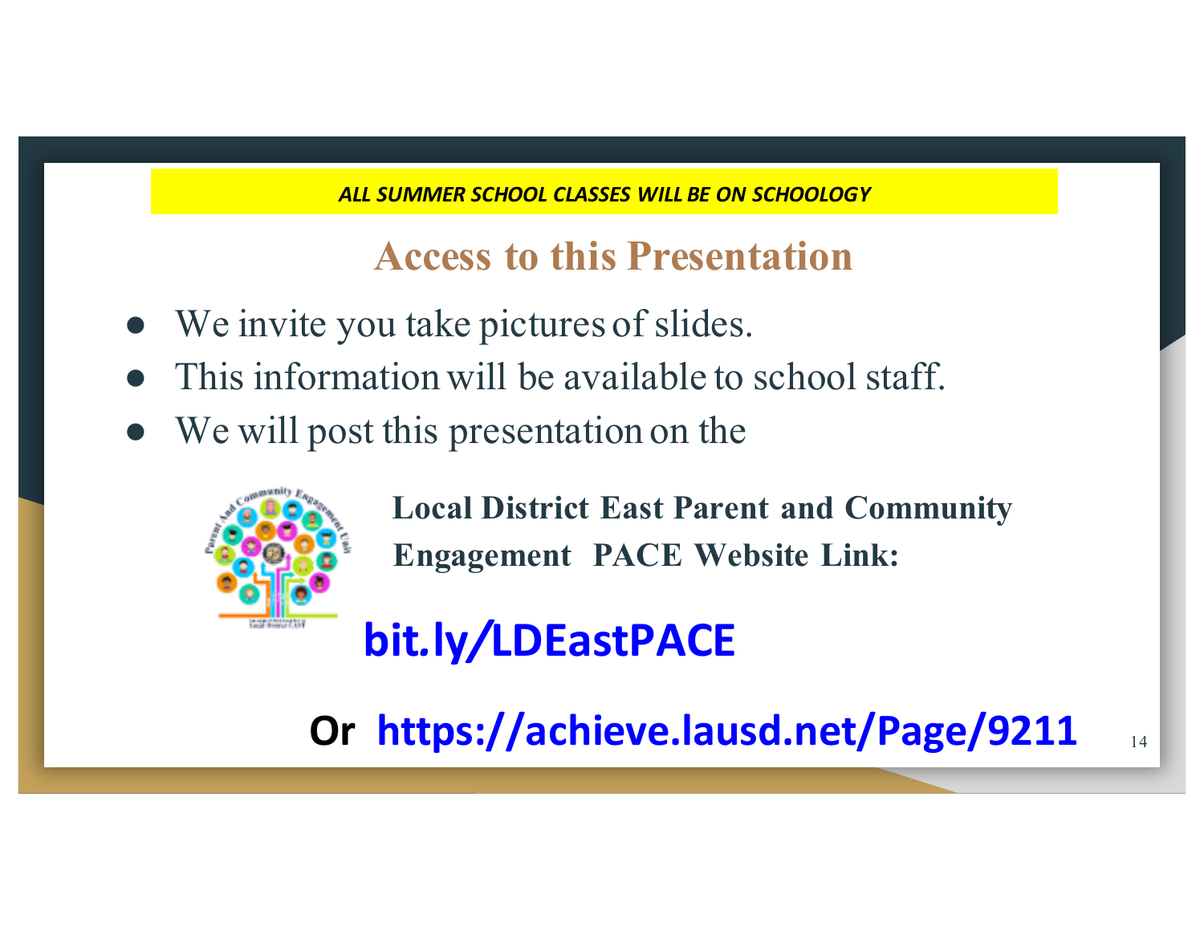***ALL SUMMER SCHOOL CLASSES WILL BE ON SCHOOLOGY***

## Access to this Presentation

- We invite you take pictures of slides.
- This information will be available to school staff.
- We will post this presentation on the

**Local District East Parent and Community Engagement PACE Website Link:**

**bit.ly/LDEastPACE**

**Or https://achieve.lausd.net/Page/9211**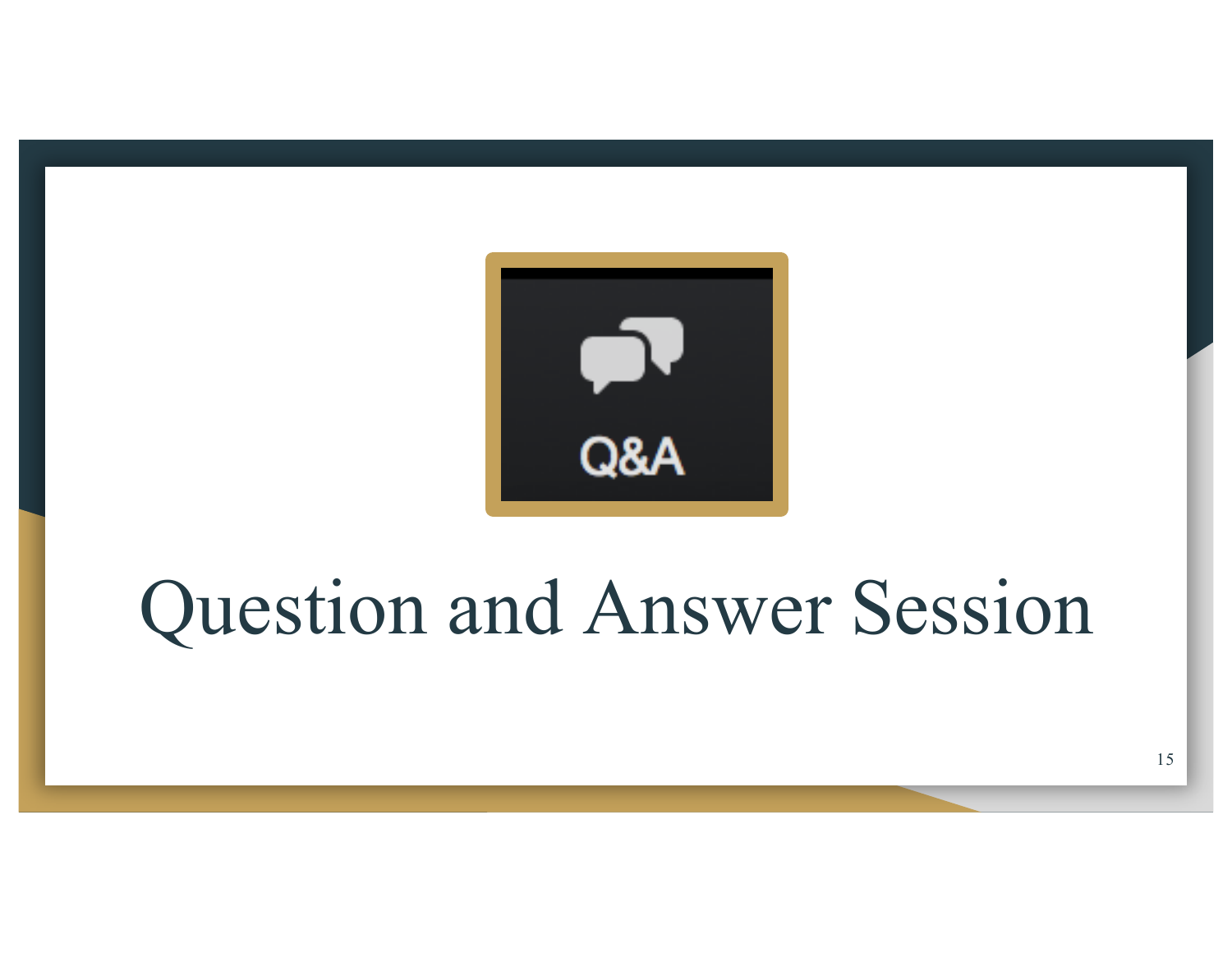Q&A

# Question and Answer Session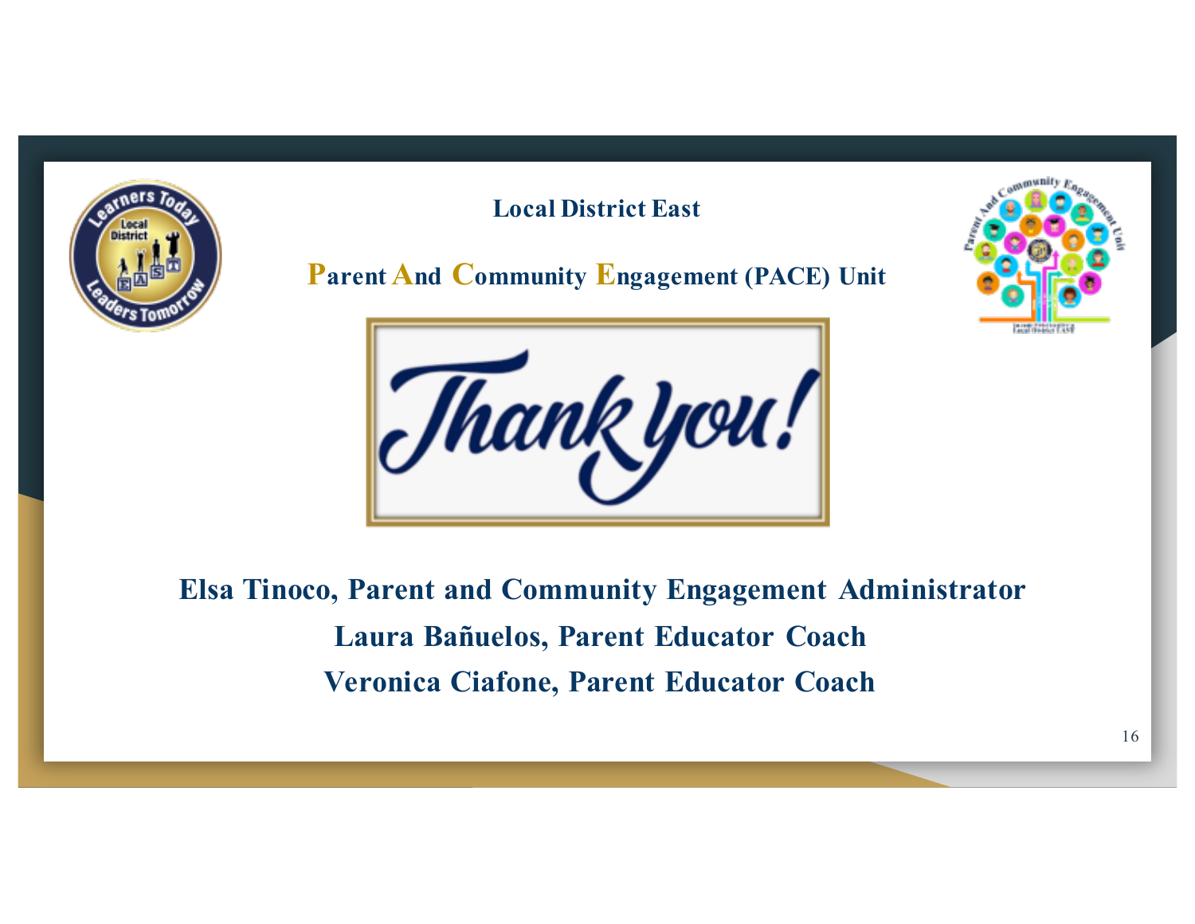**Local District East**

**Parent And Community Engagement (PACE) Unit**

Thank you!

**Elsa Tinoco, Parent and Community Engagement Administrator**

**Laura Bañuelos, Parent Educator Coach**

**Veronica Ciafone, Parent Educator Coach**